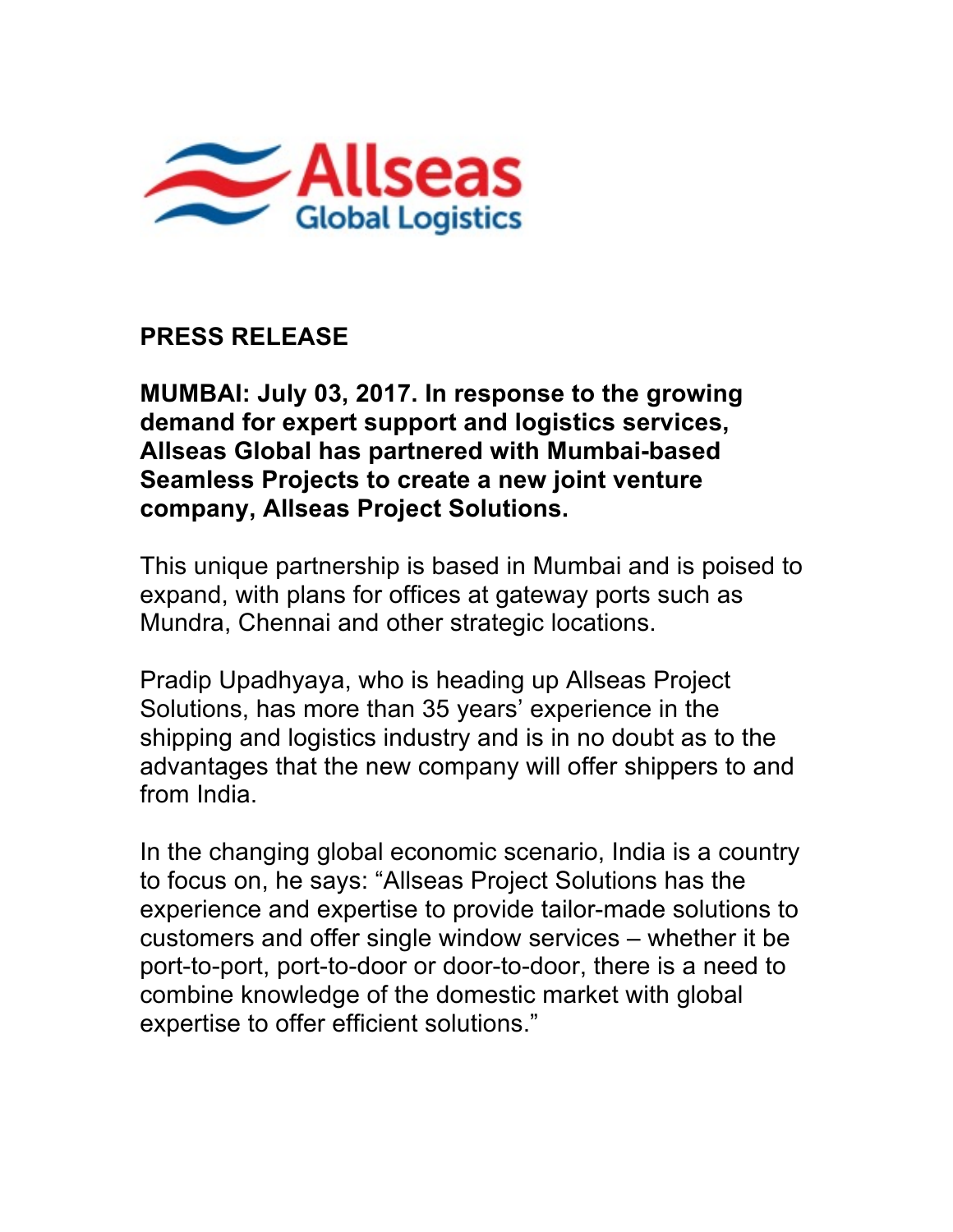Allseas
Global Logistics

**PRESS RELEASE**

**MUMBAI: July 03, 2017. In response to the growing demand for expert support and logistics services, Allseas Global has partnered with Mumbai-based Seamless Projects to create a new joint venture company, Allseas Project Solutions.**

This unique partnership is based in Mumbai and is poised to expand, with plans for offices at gateway ports such as Mundra, Chennai and other strategic locations.

Pradip Upadhyaya, who is heading up Allseas Project Solutions, has more than 35 years' experience in the shipping and logistics industry and is in no doubt as to the advantages that the new company will offer shippers to and from India.

In the changing global economic scenario, India is a country to focus on, he says: "Allseas Project Solutions has the experience and expertise to provide tailor-made solutions to customers and offer single window services – whether it be port-to-port, port-to-door or door-to-door, there is a need to combine knowledge of the domestic market with global expertise to offer efficient solutions."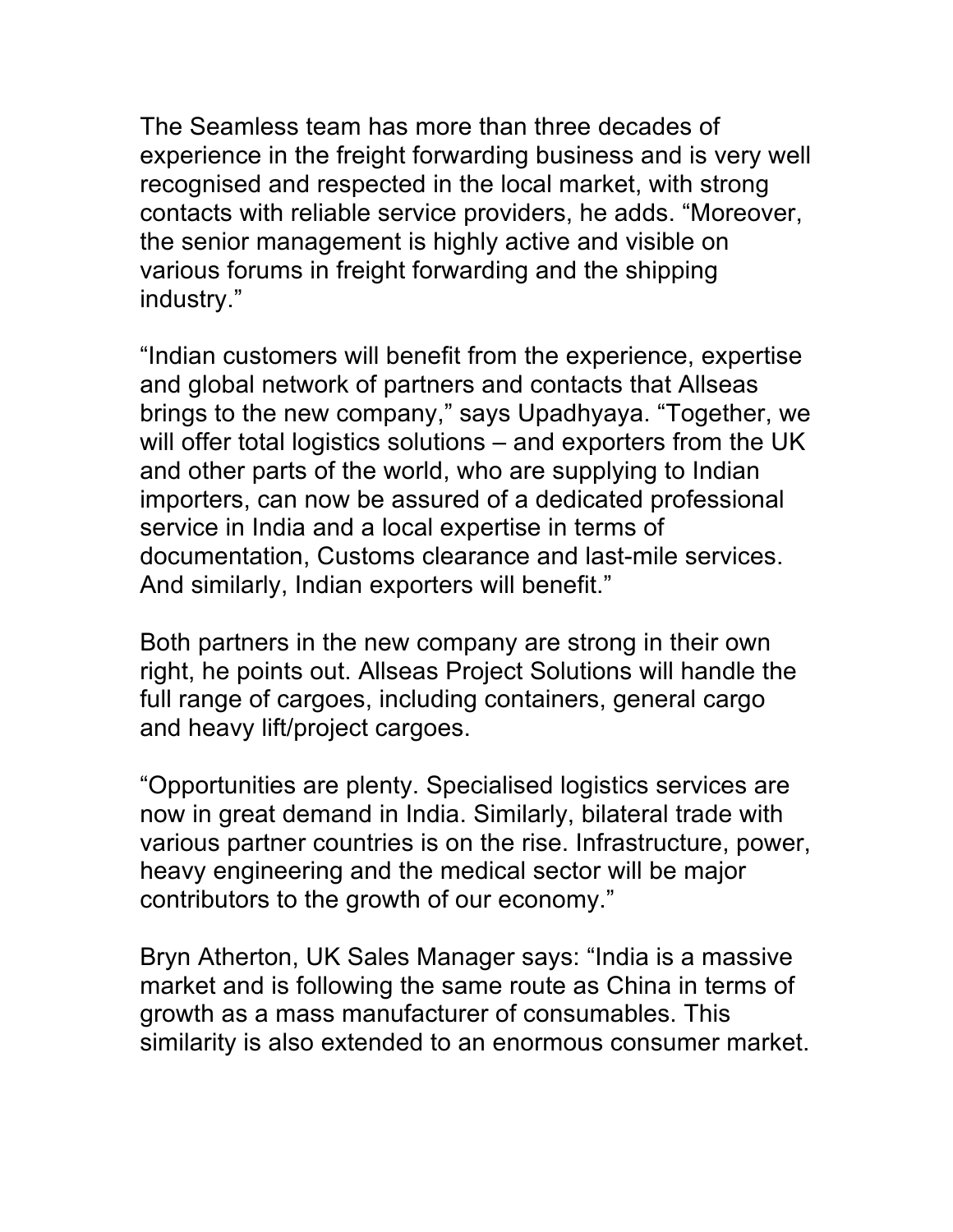The Seamless team has more than three decades of experience in the freight forwarding business and is very well recognised and respected in the local market, with strong contacts with reliable service providers, he adds. “Moreover, the senior management is highly active and visible on various forums in freight forwarding and the shipping industry.”

“Indian customers will benefit from the experience, expertise and global network of partners and contacts that Allseas brings to the new company,” says Upadhyaya. “Together, we will offer total logistics solutions – and exporters from the UK and other parts of the world, who are supplying to Indian importers, can now be assured of a dedicated professional service in India and a local expertise in terms of documentation, Customs clearance and last-mile services. And similarly, Indian exporters will benefit.”

Both partners in the new company are strong in their own right, he points out. Allseas Project Solutions will handle the full range of cargoes, including containers, general cargo and heavy lift/project cargoes.

“Opportunities are plenty. Specialised logistics services are now in great demand in India. Similarly, bilateral trade with various partner countries is on the rise. Infrastructure, power, heavy engineering and the medical sector will be major contributors to the growth of our economy.”

Bryn Atherton, UK Sales Manager says: “India is a massive market and is following the same route as China in terms of growth as a mass manufacturer of consumables. This similarity is also extended to an enormous consumer market.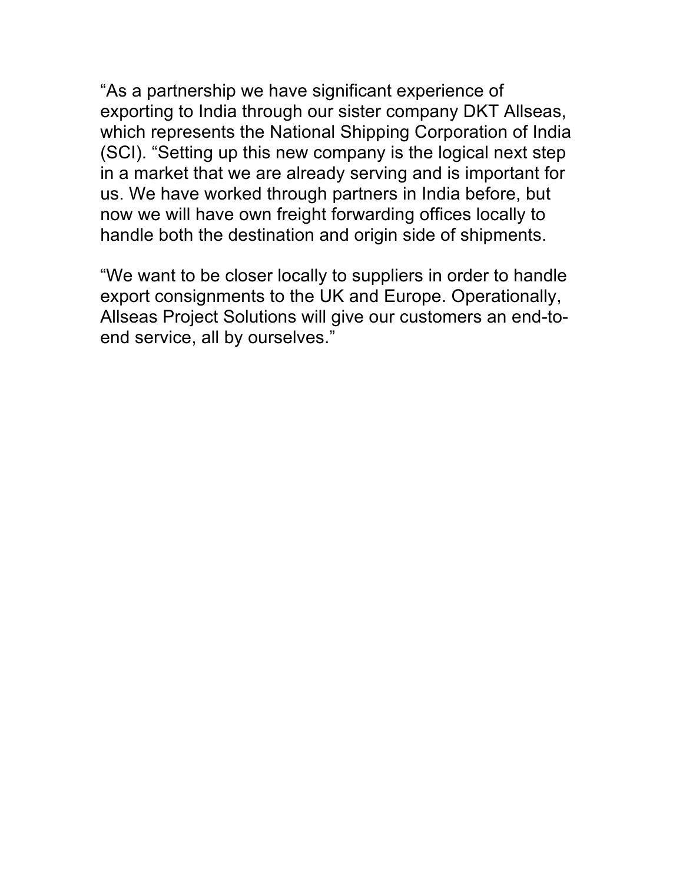"As a partnership we have significant experience of exporting to India through our sister company DKT Allseas, which represents the National Shipping Corporation of India (SCI). "Setting up this new company is the logical next step in a market that we are already serving and is important for us. We have worked through partners in India before, but now we will have own freight forwarding offices locally to handle both the destination and origin side of shipments.

"We want to be closer locally to suppliers in order to handle export consignments to the UK and Europe. Operationally, Allseas Project Solutions will give our customers an end-to-end service, all by ourselves."